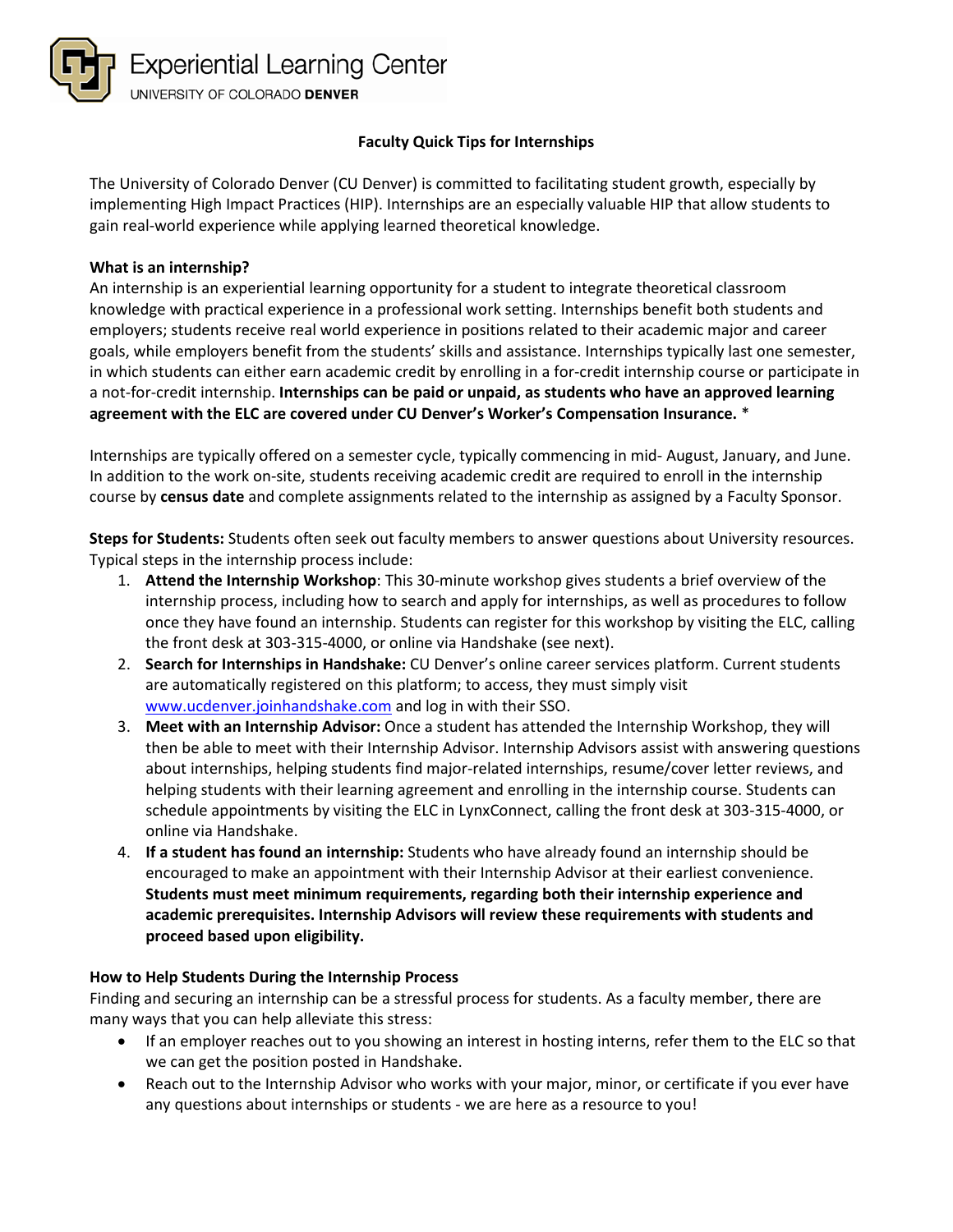Experiential Learning Center
UNIVERSITY OF COLORADO **DENVER**

# Faculty Quick Tips for Internships

The University of Colorado Denver (CU Denver) is committed to facilitating student growth, especially by implementing High Impact Practices (HIP). Internships are an especially valuable HIP that allow students to gain real-world experience while applying learned theoretical knowledge.

**What is an internship?**
An internship is an experiential learning opportunity for a student to integrate theoretical classroom knowledge with practical experience in a professional work setting. Internships benefit both students and employers; students receive real world experience in positions related to their academic major and career goals, while employers benefit from the students' skills and assistance. Internships typically last one semester, in which students can either earn academic credit by enrolling in a for-credit internship course or participate in a not-for-credit internship. **Internships can be paid or unpaid, as students who have an approved learning agreement with the ELC are covered under CU Denver's Worker's Compensation Insurance.** *

Internships are typically offered on a semester cycle, typically commencing in mid- August, January, and June. In addition to the work on-site, students receiving academic credit are required to enroll in the internship course by **census date** and complete assignments related to the internship as assigned by a Faculty Sponsor.

**Steps for Students:** Students often seek out faculty members to answer questions about University resources. Typical steps in the internship process include:

1. **Attend the Internship Workshop**: This 30-minute workshop gives students a brief overview of the internship process, including how to search and apply for internships, as well as procedures to follow once they have found an internship. Students can register for this workshop by visiting the ELC, calling the front desk at 303-315-4000, or online via Handshake (see next).
2. **Search for Internships in Handshake:** CU Denver's online career services platform. Current students are automatically registered on this platform; to access, they must simply visit [www.ucdenver.joinhandshake.com](http://www.ucdenver.joinhandshake.com) and log in with their SSO.
3. **Meet with an Internship Advisor:** Once a student has attended the Internship Workshop, they will then be able to meet with their Internship Advisor. Internship Advisors assist with answering questions about internships, helping students find major-related internships, resume/cover letter reviews, and helping students with their learning agreement and enrolling in the internship course. Students can schedule appointments by visiting the ELC in LynxConnect, calling the front desk at 303-315-4000, or online via Handshake.
4. **If a student has found an internship:** Students who have already found an internship should be encouraged to make an appointment with their Internship Advisor at their earliest convenience. **Students must meet minimum requirements, regarding both their internship experience and academic prerequisites. Internship Advisors will review these requirements with students and proceed based upon eligibility.**

**How to Help Students During the Internship Process**
Finding and securing an internship can be a stressful process for students. As a faculty member, there are many ways that you can help alleviate this stress:

- If an employer reaches out to you showing an interest in hosting interns, refer them to the ELC so that we can get the position posted in Handshake.
- Reach out to the Internship Advisor who works with your major, minor, or certificate if you ever have any questions about internships or students - we are here as a resource to you!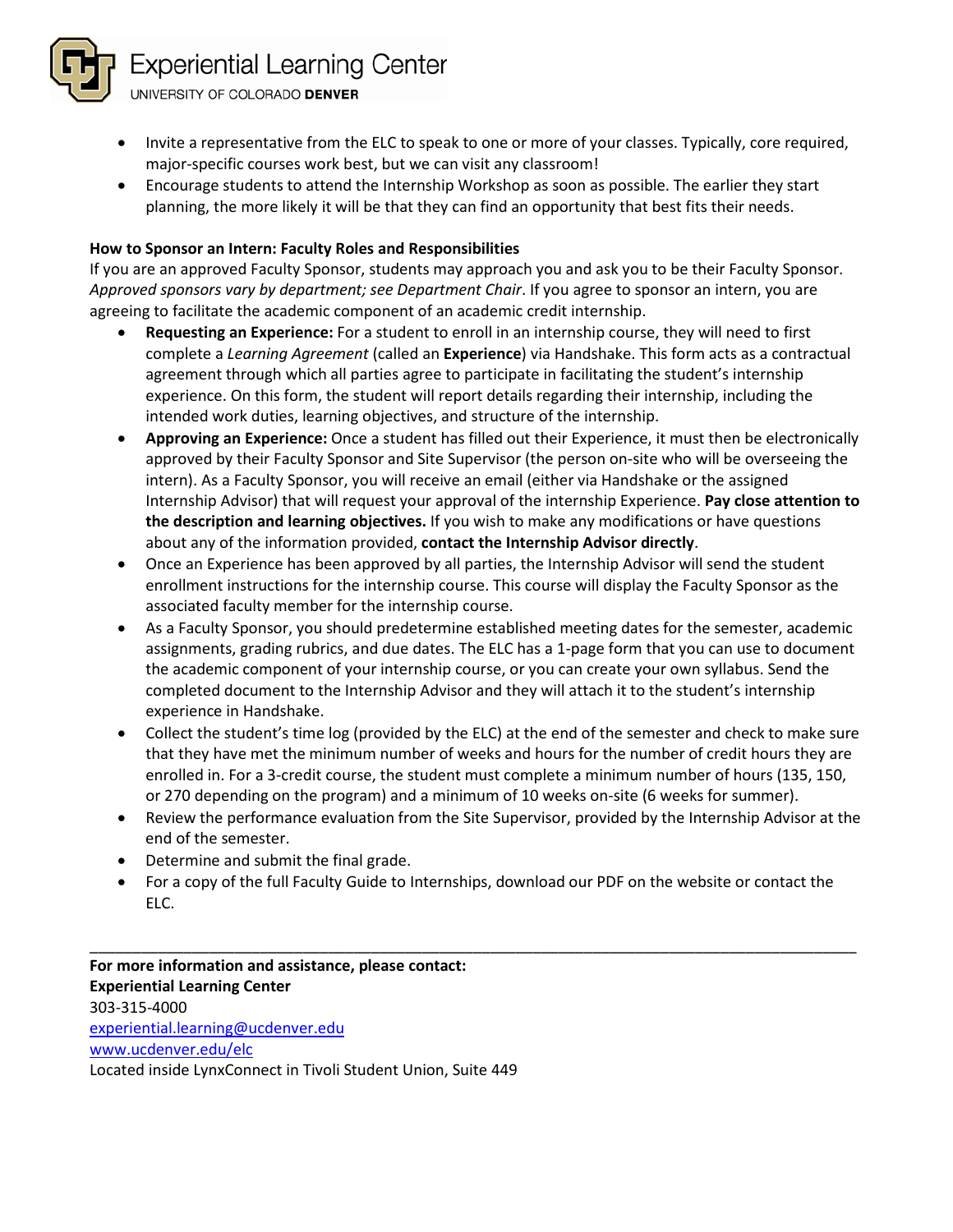- Invite a representative from the ELC to speak to one or more of your classes. Typically, core required, major-specific courses work best, but we can visit any classroom!
- Encourage students to attend the Internship Workshop as soon as possible. The earlier they start planning, the more likely it will be that they can find an opportunity that best fits their needs.

**How to Sponsor an Intern: Faculty Roles and Responsibilities**

If you are an approved Faculty Sponsor, students may approach you and ask you to be their Faculty Sponsor. *Approved sponsors vary by department; see Department Chair*. If you agree to sponsor an intern, you are agreeing to facilitate the academic component of an academic credit internship.

- **Requesting an Experience:** For a student to enroll in an internship course, they will need to first complete a *Learning Agreement* (called an **Experience**) via Handshake. This form acts as a contractual agreement through which all parties agree to participate in facilitating the student's internship experience. On this form, the student will report details regarding their internship, including the intended work duties, learning objectives, and structure of the internship.
- **Approving an Experience:** Once a student has filled out their Experience, it must then be electronically approved by their Faculty Sponsor and Site Supervisor (the person on-site who will be overseeing the intern). As a Faculty Sponsor, you will receive an email (either via Handshake or the assigned Internship Advisor) that will request your approval of the internship Experience. **Pay close attention to the description and learning objectives.** If you wish to make any modifications or have questions about any of the information provided, **contact the Internship Advisor directly**.
- Once an Experience has been approved by all parties, the Internship Advisor will send the student enrollment instructions for the internship course. This course will display the Faculty Sponsor as the associated faculty member for the internship course.
- As a Faculty Sponsor, you should predetermine established meeting dates for the semester, academic assignments, grading rubrics, and due dates. The ELC has a 1-page form that you can use to document the academic component of your internship course, or you can create your own syllabus. Send the completed document to the Internship Advisor and they will attach it to the student's internship experience in Handshake.
- Collect the student's time log (provided by the ELC) at the end of the semester and check to make sure that they have met the minimum number of weeks and hours for the number of credit hours they are enrolled in. For a 3-credit course, the student must complete a minimum number of hours (135, 150, or 270 depending on the program) and a minimum of 10 weeks on-site (6 weeks for summer).
- Review the performance evaluation from the Site Supervisor, provided by the Internship Advisor at the end of the semester.
- Determine and submit the final grade.
- For a copy of the full Faculty Guide to Internships, download our PDF on the website or contact the ELC.

---

**For more information and assistance, please contact:**
**Experiential Learning Center**
303-315-4000
experiential.learning@ucdenver.edu
www.ucdenver.edu/elc
Located inside LynxConnect in Tivoli Student Union, Suite 449